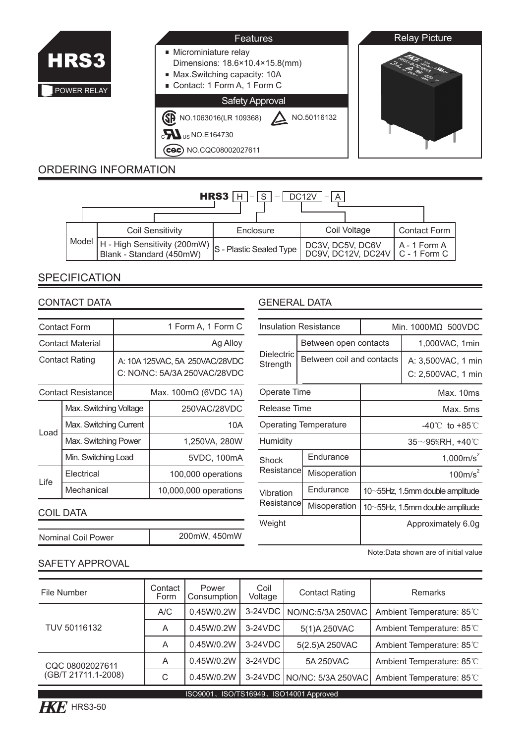# HRS3

POWER RELAY

## Features

- Microminiature relay
  Dimensions: 18.6×10.4×15.8(mm)
- Max.Switching capacity: 10A
- Contact: 1 Form A, 1 Form C

## Safety Approval

CSA NO.1063016(LR 109368)

TUV NO.50116132

cURus NO.E164730

CQC NO.CQC08002027611

## Relay Picture

## ORDERING INFORMATION

**HRS3** H - S - DC12V - A

| Model | Coil Sensitivity | Enclosure | Coil Voltage | Contact Form |
|---|---|---|---|---|
| Model | H - High Sensitivity (200mW)<br>Blank - Standard (450mW) | S - Plastic Sealed Type | DC3V, DC5V, DC6V<br>DC9V, DC12V, DC24V | A - 1 Form A<br>C - 1 Form C |

## SPECIFICATION

### CONTACT DATA

| Contact Form | | 1 Form A, 1 Form C |
|---|---|---|
| Contact Material | | Ag Alloy |
| Contact Rating | | A: 10A 125VAC, 5A 250VAC/28VDC<br>C: NO/NC: 5A/3A 250VAC/28VDC |
| Contact Resistance | | Max. 100mΩ (6VDC 1A) |
| Load | Max. Switching Voltage | 250VAC/28VDC |
| | Max. Switching Current | 10A |
| | Max. Switching Power | 1,250VA, 280W |
| | Min. Switching Load | 5VDC, 100mA |
| Life | Electrical | 100,000 operations |
| | Mechanical | 10,000,000 operations |

### COIL DATA

| Nominal Coil Power | 200mW, 450mW |
|---|---|

### GENERAL DATA

| Insulation Resistance | | Min. 1000MΩ 500VDC |
|---|---|---|
| Dielectric Strength | Between open contacts | 1,000VAC, 1min |
| | Between coil and contacts | A: 3,500VAC, 1 min<br>C: 2,500VAC, 1 min |
| Operate Time | | Max. 10ms |
| Release Time | | Max. 5ms |
| Operating Temperature | | -40℃ to +85℃ |
| Humidity | | 35～95%RH, +40℃ |
| Shock Resistance | Endurance | 1,000m/s$^2$ |
| | Misoperation | 100m/s$^2$ |
| Vibration Resistance | Endurance | 10~55Hz, 1.5mm double amplitude |
| | Misoperation | 10~55Hz, 1.5mm double amplitude |
| Weight | | Approximately 6.0g |

Note:Data shown are of initial value

### SAFETY APPROVAL

| File Number | Contact Form | Power Consumption | Coil Voltage | Contact Rating | Remarks |
|---|---|---|---|---|---|
| TUV 50116132 | A/C | 0.45W/0.2W | 3-24VDC | NO/NC:5/3A 250VAC | Ambient Temperature: 85℃ |
| | A | 0.45W/0.2W | 3-24VDC | 5(1)A 250VAC | Ambient Temperature: 85℃ |
| | A | 0.45W/0.2W | 3-24VDC | 5(2.5)A 250VAC | Ambient Temperature: 85℃ |
| CQC 08002027611<br>(GB/T 21711.1-2008) | A | 0.45W/0.2W | 3-24VDC | 5A 250VAC | Ambient Temperature: 85℃ |
| | C | 0.45W/0.2W | 3-24VDC | NO/NC: 5/3A 250VAC | Ambient Temperature: 85℃ |

ISO9001、ISO/TS16949、ISO14001 Approved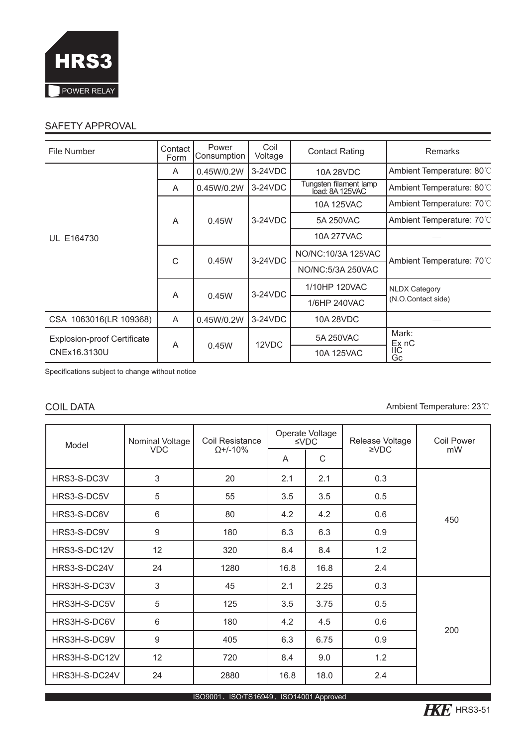# HRS3

POWER RELAY

## SAFETY APPROVAL

| File Number | Contact Form | Power Consumption | Coil Voltage | Contact Rating | Remarks |
|---|---|---|---|---|---|
| UL E164730 | A | 0.45W/0.2W | 3-24VDC | 10A 28VDC | Ambient Temperature: 80℃ |
| | A | 0.45W/0.2W | 3-24VDC | Tungsten filament lamp load: 8A 125VAC | Ambient Temperature: 80℃ |
| | A | 0.45W | 3-24VDC | 10A 125VAC | Ambient Temperature: 70℃ |
| | | | | 5A 250VAC | Ambient Temperature: 70℃ |
| | | | | 10A 277VAC | — |
| | C | 0.45W | 3-24VDC | NO/NC:10/3A 125VAC | Ambient Temperature: 70℃ |
| | | | | NO/NC:5/3A 250VAC | |
| | A | 0.45W | 3-24VDC | 1/10HP 120VAC | NLDX Category (N.O.Contact side) |
| | | | | 1/6HP 240VAC | |
| CSA 1063016(LR 109368) | A | 0.45W/0.2W | 3-24VDC | 10A 28VDC | — |
| Explosion-proof Certificate CNEx16.3130U | A | 0.45W | 12VDC | 5A 250VAC | Mark: Ex nC IIC Gc |
| | | | | 10A 125VAC | |

Specifications subject to change without notice

## COIL DATA

Ambient Temperature: 23℃

| Model | Nominal Voltage VDC | Coil Resistance Ω+/-10% | Operate Voltage ≤VDC | | Release Voltage ≥VDC | Coil Power mW |
|---|---|---|---|---|---|---|
| | | | A | C | | |
| HRS3-S-DC3V | 3 | 20 | 2.1 | 2.1 | 0.3 | 450 |
| HRS3-S-DC5V | 5 | 55 | 3.5 | 3.5 | 0.5 | |
| HRS3-S-DC6V | 6 | 80 | 4.2 | 4.2 | 0.6 | |
| HRS3-S-DC9V | 9 | 180 | 6.3 | 6.3 | 0.9 | |
| HRS3-S-DC12V | 12 | 320 | 8.4 | 8.4 | 1.2 | |
| HRS3-S-DC24V | 24 | 1280 | 16.8 | 16.8 | 2.4 | |
| HRS3H-S-DC3V | 3 | 45 | 2.1 | 2.25 | 0.3 | 200 |
| HRS3H-S-DC5V | 5 | 125 | 3.5 | 3.75 | 0.5 | |
| HRS3H-S-DC6V | 6 | 180 | 4.2 | 4.5 | 0.6 | |
| HRS3H-S-DC9V | 9 | 405 | 6.3 | 6.75 | 0.9 | |
| HRS3H-S-DC12V | 12 | 720 | 8.4 | 9.0 | 1.2 | |
| HRS3H-S-DC24V | 24 | 2880 | 16.8 | 18.0 | 2.4 | |

ISO9001、ISO/TS16949、ISO14001 Approved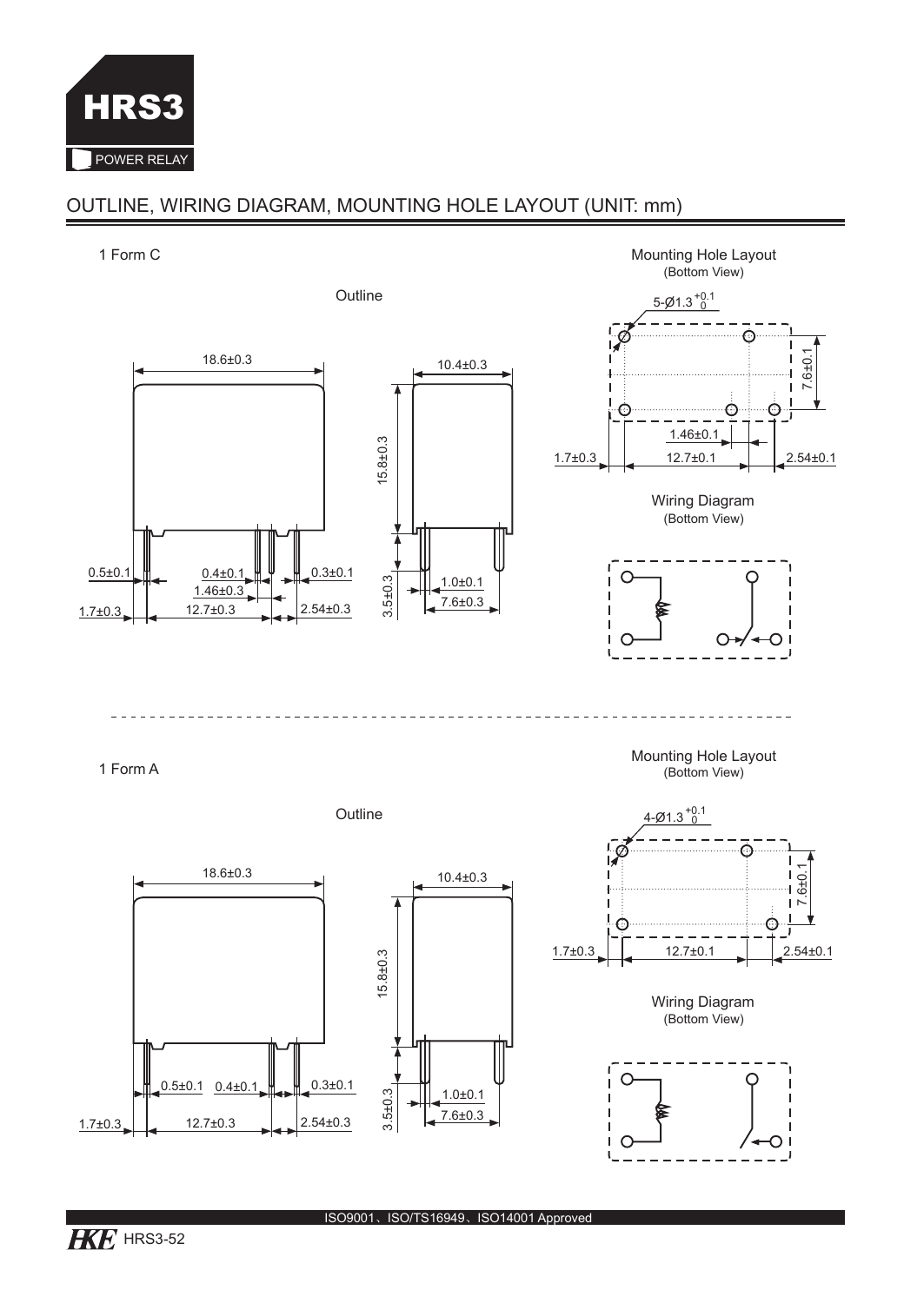# HRS3

POWER RELAY

## OUTLINE, WIRING DIAGRAM, MOUNTING HOLE LAYOUT (UNIT: mm)

### 1 Form C

Outline

18.6±0.3

10.4±0.3

15.8±0.3

0.5±0.1 0.4±0.1 0.3±0.1

1.46±0.3

1.7±0.3 12.7±0.3 2.54±0.3

3.5±0.3 1.0±0.1

7.6±0.3

Mounting Hole Layout
(Bottom View)

5-Ø1.3 $^{+0.1}_{0}$

7.6±0.1

1.46±0.1

1.7±0.3 12.7±0.1 2.54±0.1

Wiring Diagram
(Bottom View)

### 1 Form A

Outline

18.6±0.3

10.4±0.3

15.8±0.3

0.5±0.1 0.4±0.1 0.3±0.1

1.7±0.3 12.7±0.3 2.54±0.3

3.5±0.3 1.0±0.1

7.6±0.3

Mounting Hole Layout
(Bottom View)

4-Ø1.3 $^{+0.1}_{0}$

7.6±0.1

1.7±0.3 12.7±0.1 2.54±0.1

Wiring Diagram
(Bottom View)

ISO9001、ISO/TS16949、ISO14001 Approved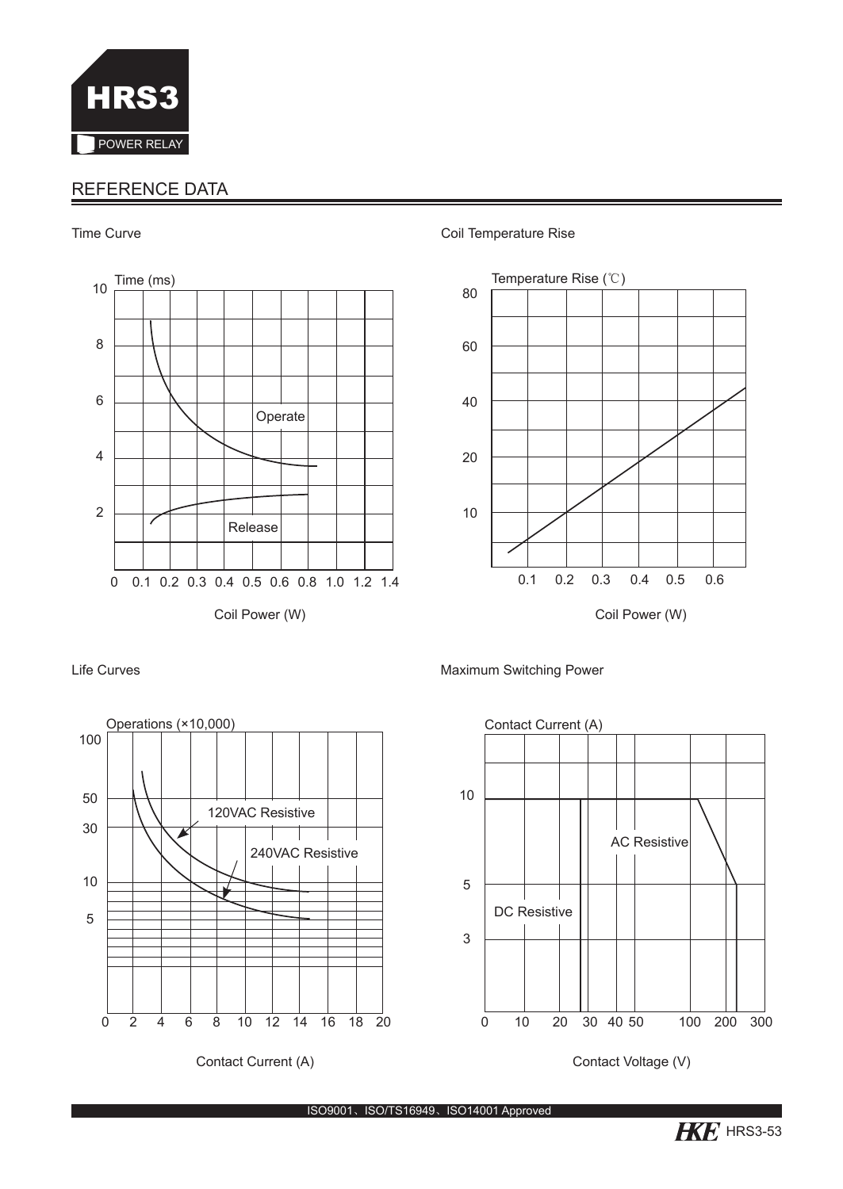HRS3

POWER RELAY

## REFERENCE DATA

### Time Curve

Time (ms)

10
8
6
4
2

0 0.1 0.2 0.3 0.4 0.5 0.6 0.8 1.0 1.2 1.4

Operate

Release

Coil Power (W)

### Coil Temperature Rise

Temperature Rise (℃)

80
60
40
20
10

0.1 0.2 0.3 0.4 0.5 0.6

Coil Power (W)

### Life Curves

Operations (×10,000)

100
50
30
10
5

0 2 4 6 8 10 12 14 16 18 20

120VAC Resistive

240VAC Resistive

Contact Current (A)

### Maximum Switching Power

Contact Current (A)

10
5
3

0 10 20 30 40 50 100 200 300

AC Resistive

DC Resistive

Contact Voltage (V)

ISO9001、ISO/TS16949、ISO14001 Approved